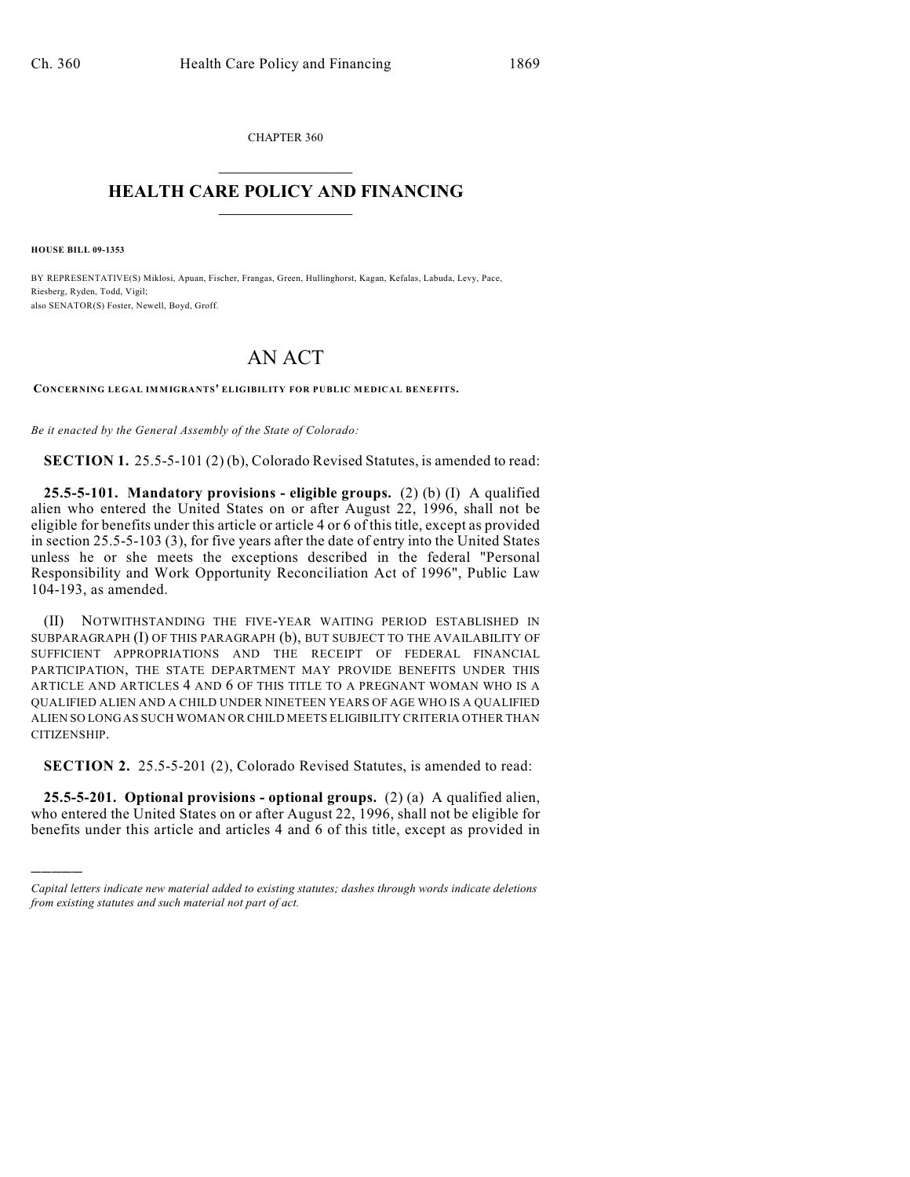CHAPTER 360

# HEALTH CARE POLICY AND FINANCING

**HOUSE BILL 09-1353**

BY REPRESENTATIVE(S) Miklosi, Apuan, Fischer, Frangas, Green, Hullinghorst, Kagan, Kefalas, Labuda, Levy, Pace, Riesberg, Ryden, Todd, Vigil;
also SENATOR(S) Foster, Newell, Boyd, Groff.

# AN ACT

**CONCERNING LEGAL IMMIGRANTS' ELIGIBILITY FOR PUBLIC MEDICAL BENEFITS.**

*Be it enacted by the General Assembly of the State of Colorado:*

**SECTION 1.** 25.5-5-101 (2) (b), Colorado Revised Statutes, is amended to read:

**25.5-5-101. Mandatory provisions - eligible groups.** (2) (b) (I) A qualified alien who entered the United States on or after August 22, 1996, shall not be eligible for benefits under this article or article 4 or 6 of this title, except as provided in section 25.5-5-103 (3), for five years after the date of entry into the United States unless he or she meets the exceptions described in the federal "Personal Responsibility and Work Opportunity Reconciliation Act of 1996", Public Law 104-193, as amended.

(II) NOTWITHSTANDING THE FIVE-YEAR WAITING PERIOD ESTABLISHED IN SUBPARAGRAPH (I) OF THIS PARAGRAPH (b), BUT SUBJECT TO THE AVAILABILITY OF SUFFICIENT APPROPRIATIONS AND THE RECEIPT OF FEDERAL FINANCIAL PARTICIPATION, THE STATE DEPARTMENT MAY PROVIDE BENEFITS UNDER THIS ARTICLE AND ARTICLES 4 AND 6 OF THIS TITLE TO A PREGNANT WOMAN WHO IS A QUALIFIED ALIEN AND A CHILD UNDER NINETEEN YEARS OF AGE WHO IS A QUALIFIED ALIEN SO LONG AS SUCH WOMAN OR CHILD MEETS ELIGIBILITY CRITERIA OTHER THAN CITIZENSHIP.

**SECTION 2.** 25.5-5-201 (2), Colorado Revised Statutes, is amended to read:

**25.5-5-201. Optional provisions - optional groups.** (2) (a) A qualified alien, who entered the United States on or after August 22, 1996, shall not be eligible for benefits under this article and articles 4 and 6 of this title, except as provided in

---

*Capital letters indicate new material added to existing statutes; dashes through words indicate deletions from existing statutes and such material not part of act.*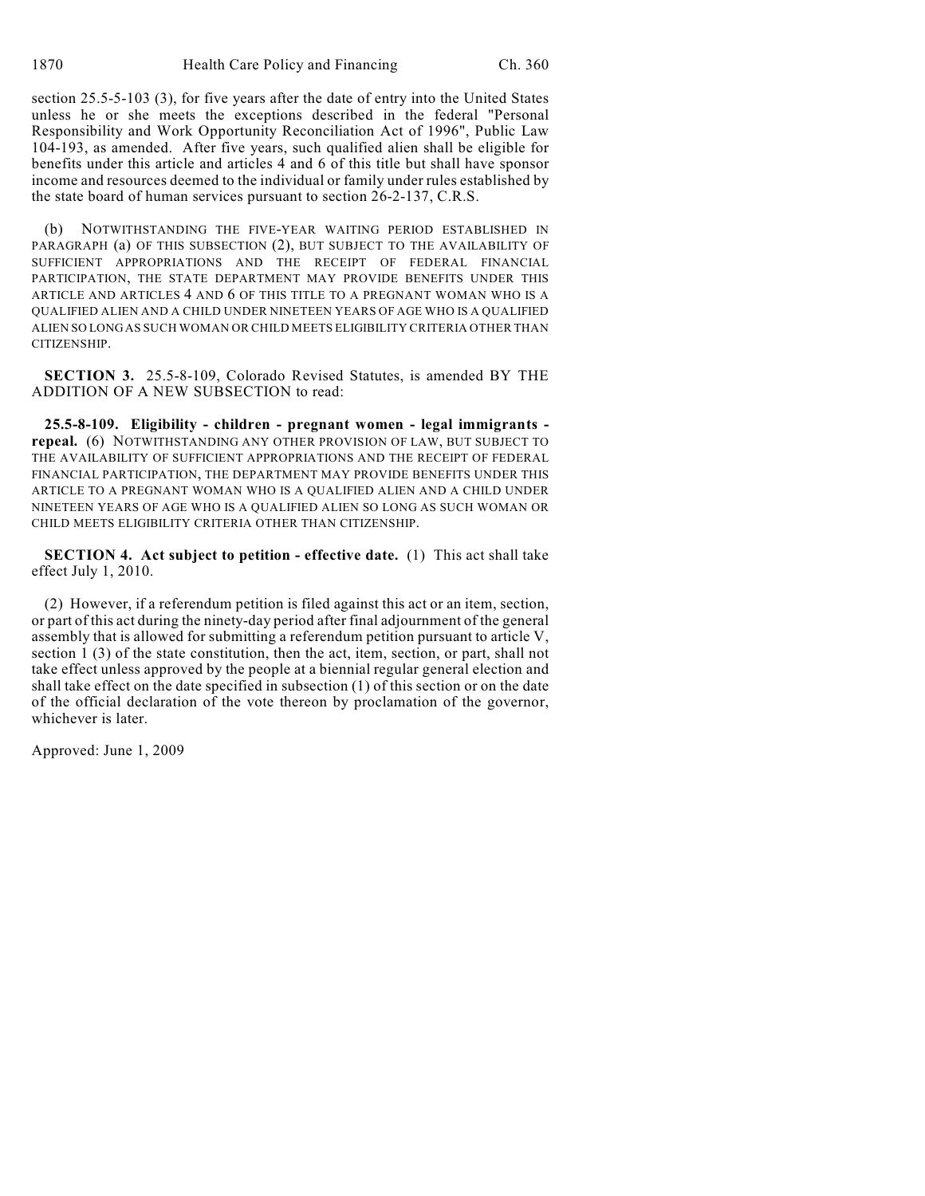section 25.5-5-103 (3), for five years after the date of entry into the United States unless he or she meets the exceptions described in the federal "Personal Responsibility and Work Opportunity Reconciliation Act of 1996", Public Law 104-193, as amended. After five years, such qualified alien shall be eligible for benefits under this article and articles 4 and 6 of this title but shall have sponsor income and resources deemed to the individual or family under rules established by the state board of human services pursuant to section 26-2-137, C.R.S.

(b) NOTWITHSTANDING THE FIVE-YEAR WAITING PERIOD ESTABLISHED IN PARAGRAPH (a) OF THIS SUBSECTION (2), BUT SUBJECT TO THE AVAILABILITY OF SUFFICIENT APPROPRIATIONS AND THE RECEIPT OF FEDERAL FINANCIAL PARTICIPATION, THE STATE DEPARTMENT MAY PROVIDE BENEFITS UNDER THIS ARTICLE AND ARTICLES 4 AND 6 OF THIS TITLE TO A PREGNANT WOMAN WHO IS A QUALIFIED ALIEN AND A CHILD UNDER NINETEEN YEARS OF AGE WHO IS A QUALIFIED ALIEN SO LONG AS SUCH WOMAN OR CHILD MEETS ELIGIBILITY CRITERIA OTHER THAN CITIZENSHIP.

**SECTION 3.** 25.5-8-109, Colorado Revised Statutes, is amended BY THE ADDITION OF A NEW SUBSECTION to read:

**25.5-8-109. Eligibility - children - pregnant women - legal immigrants - repeal.** (6) NOTWITHSTANDING ANY OTHER PROVISION OF LAW, BUT SUBJECT TO THE AVAILABILITY OF SUFFICIENT APPROPRIATIONS AND THE RECEIPT OF FEDERAL FINANCIAL PARTICIPATION, THE DEPARTMENT MAY PROVIDE BENEFITS UNDER THIS ARTICLE TO A PREGNANT WOMAN WHO IS A QUALIFIED ALIEN AND A CHILD UNDER NINETEEN YEARS OF AGE WHO IS A QUALIFIED ALIEN SO LONG AS SUCH WOMAN OR CHILD MEETS ELIGIBILITY CRITERIA OTHER THAN CITIZENSHIP.

**SECTION 4. Act subject to petition - effective date.** (1) This act shall take effect July 1, 2010.

(2) However, if a referendum petition is filed against this act or an item, section, or part of this act during the ninety-day period after final adjournment of the general assembly that is allowed for submitting a referendum petition pursuant to article V, section 1 (3) of the state constitution, then the act, item, section, or part, shall not take effect unless approved by the people at a biennial regular general election and shall take effect on the date specified in subsection (1) of this section or on the date of the official declaration of the vote thereon by proclamation of the governor, whichever is later.

Approved: June 1, 2009